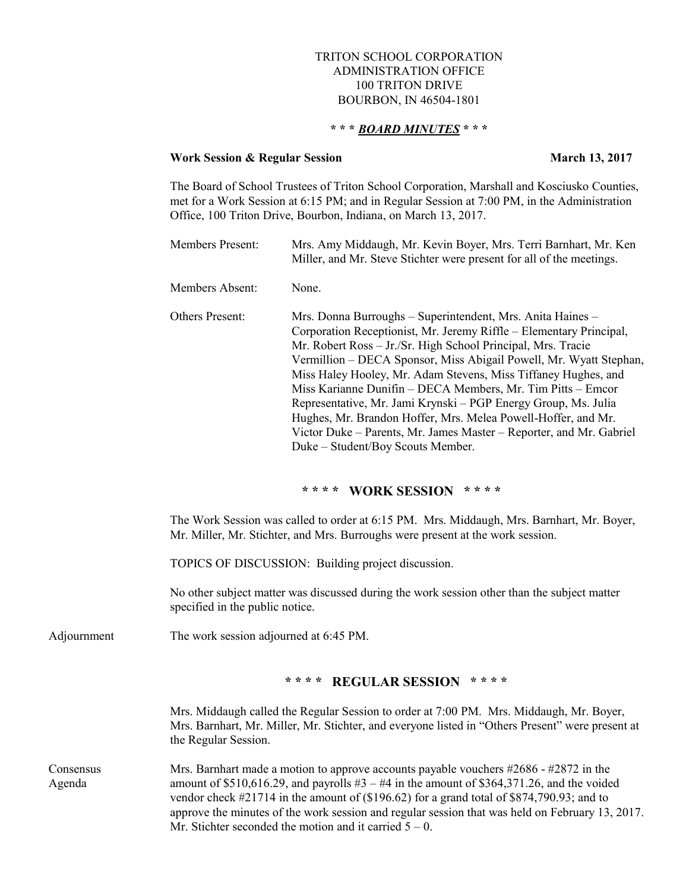TRITON SCHOOL CORPORATION
ADMINISTRATION OFFICE
100 TRITON DRIVE
BOURBON, IN 46504-1801

*** ***BOARD MINUTES*** ***

**Work Session & Regular Session** **March 13, 2017**

The Board of School Trustees of Triton School Corporation, Marshall and Kosciusko Counties, met for a Work Session at 6:15 PM; and in Regular Session at 7:00 PM, in the Administration Office, 100 Triton Drive, Bourbon, Indiana, on March 13, 2017.

Members Present: Mrs. Amy Middaugh, Mr. Kevin Boyer, Mrs. Terri Barnhart, Mr. Ken Miller, and Mr. Steve Stichter were present for all of the meetings.

Members Absent: None.

Others Present: Mrs. Donna Burroughs – Superintendent, Mrs. Anita Haines – Corporation Receptionist, Mr. Jeremy Riffle – Elementary Principal, Mr. Robert Ross – Jr./Sr. High School Principal, Mrs. Tracie Vermillion – DECA Sponsor, Miss Abigail Powell, Mr. Wyatt Stephan, Miss Haley Hooley, Mr. Adam Stevens, Miss Tiffaney Hughes, and Miss Karianne Dunifin – DECA Members, Mr. Tim Pitts – Emcor Representative, Mr. Jami Krynski – PGP Energy Group, Ms. Julia Hughes, Mr. Brandon Hoffer, Mrs. Melea Powell-Hoffer, and Mr. Victor Duke – Parents, Mr. James Master – Reporter, and Mr. Gabriel Duke – Student/Boy Scouts Member.

## * * * * WORK SESSION * * * *

The Work Session was called to order at 6:15 PM. Mrs. Middaugh, Mrs. Barnhart, Mr. Boyer, Mr. Miller, Mr. Stichter, and Mrs. Burroughs were present at the work session.

TOPICS OF DISCUSSION: Building project discussion.

No other subject matter was discussed during the work session other than the subject matter specified in the public notice.

Adjournment — The work session adjourned at 6:45 PM.

## * * * * REGULAR SESSION * * * *

Mrs. Middaugh called the Regular Session to order at 7:00 PM. Mrs. Middaugh, Mr. Boyer, Mrs. Barnhart, Mr. Miller, Mr. Stichter, and everyone listed in "Others Present" were present at the Regular Session.

Consensus Agenda — Mrs. Barnhart made a motion to approve accounts payable vouchers #2686 - #2872 in the amount of $510,616.29, and payrolls #3 – #4 in the amount of $364,371.26, and the voided vendor check #21714 in the amount of ($196.62) for a grand total of $874,790.93; and to approve the minutes of the work session and regular session that was held on February 13, 2017. Mr. Stichter seconded the motion and it carried 5 – 0.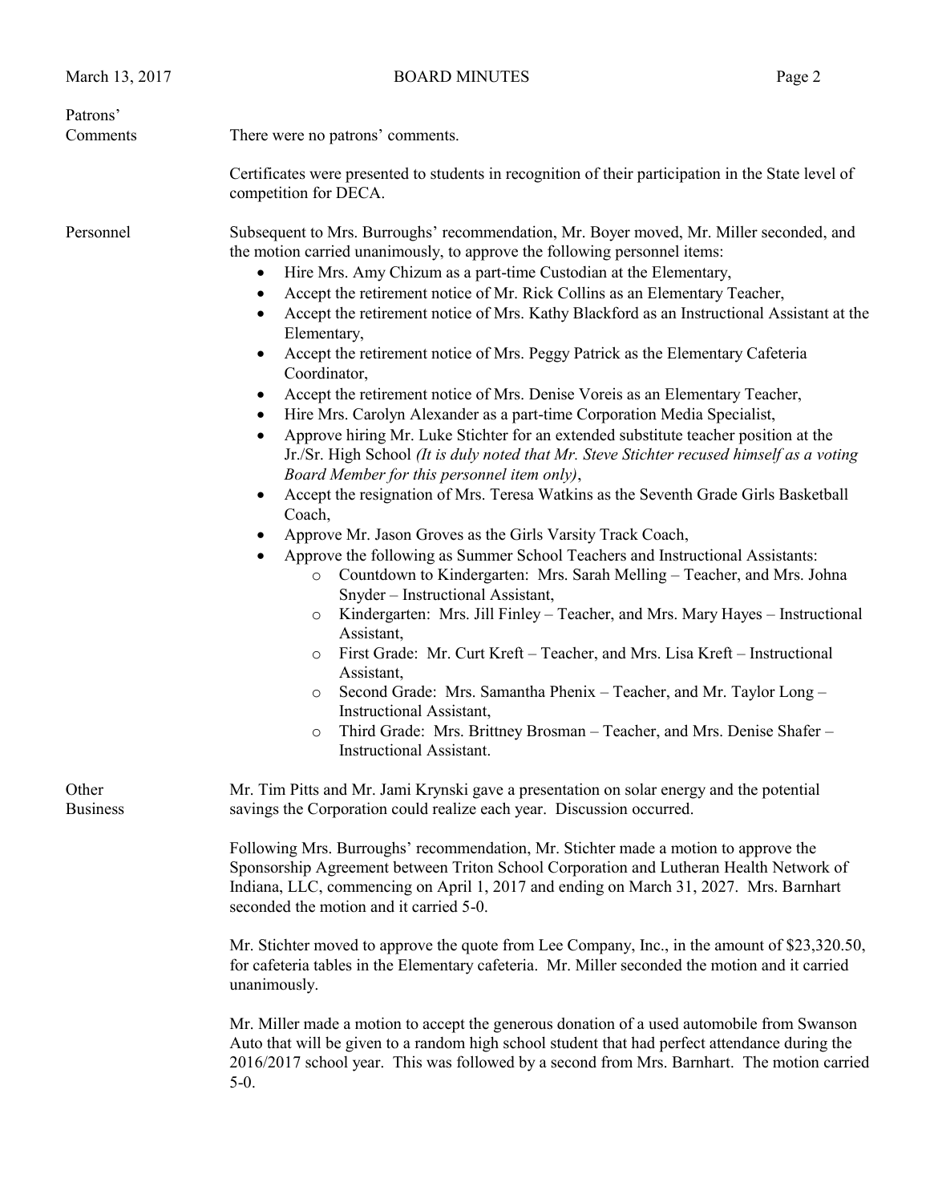**Patrons' Comments**

There were no patrons' comments.

Certificates were presented to students in recognition of their participation in the State level of competition for DECA.

**Personnel**

Subsequent to Mrs. Burroughs' recommendation, Mr. Boyer moved, Mr. Miller seconded, and the motion carried unanimously, to approve the following personnel items:

- Hire Mrs. Amy Chizum as a part-time Custodian at the Elementary,
- Accept the retirement notice of Mr. Rick Collins as an Elementary Teacher,
- Accept the retirement notice of Mrs. Kathy Blackford as an Instructional Assistant at the Elementary,
- Accept the retirement notice of Mrs. Peggy Patrick as the Elementary Cafeteria Coordinator,
- Accept the retirement notice of Mrs. Denise Voreis as an Elementary Teacher,
- Hire Mrs. Carolyn Alexander as a part-time Corporation Media Specialist,
- Approve hiring Mr. Luke Stichter for an extended substitute teacher position at the Jr./Sr. High School *(It is duly noted that Mr. Steve Stichter recused himself as a voting Board Member for this personnel item only)*,
- Accept the resignation of Mrs. Teresa Watkins as the Seventh Grade Girls Basketball Coach,
- Approve Mr. Jason Groves as the Girls Varsity Track Coach,
- Approve the following as Summer School Teachers and Instructional Assistants:
  - Countdown to Kindergarten: Mrs. Sarah Melling – Teacher, and Mrs. Johna Snyder – Instructional Assistant,
  - Kindergarten: Mrs. Jill Finley – Teacher, and Mrs. Mary Hayes – Instructional Assistant,
  - First Grade: Mr. Curt Kreft – Teacher, and Mrs. Lisa Kreft – Instructional Assistant,
  - Second Grade: Mrs. Samantha Phenix – Teacher, and Mr. Taylor Long – Instructional Assistant,
  - Third Grade: Mrs. Brittney Brosman – Teacher, and Mrs. Denise Shafer – Instructional Assistant.

**Other Business**

Mr. Tim Pitts and Mr. Jami Krynski gave a presentation on solar energy and the potential savings the Corporation could realize each year. Discussion occurred.

Following Mrs. Burroughs' recommendation, Mr. Stichter made a motion to approve the Sponsorship Agreement between Triton School Corporation and Lutheran Health Network of Indiana, LLC, commencing on April 1, 2017 and ending on March 31, 2027. Mrs. Barnhart seconded the motion and it carried 5-0.

Mr. Stichter moved to approve the quote from Lee Company, Inc., in the amount of $23,320.50, for cafeteria tables in the Elementary cafeteria. Mr. Miller seconded the motion and it carried unanimously.

Mr. Miller made a motion to accept the generous donation of a used automobile from Swanson Auto that will be given to a random high school student that had perfect attendance during the 2016/2017 school year. This was followed by a second from Mrs. Barnhart. The motion carried 5-0.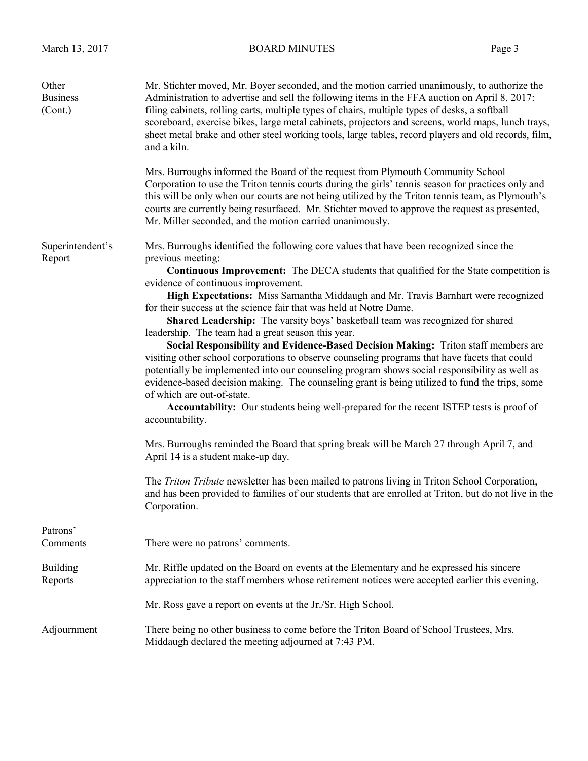**Other Business (Cont.)**

Mr. Stichter moved, Mr. Boyer seconded, and the motion carried unanimously, to authorize the Administration to advertise and sell the following items in the FFA auction on April 8, 2017: filing cabinets, rolling carts, multiple types of chairs, multiple types of desks, a softball scoreboard, exercise bikes, large metal cabinets, projectors and screens, world maps, lunch trays, sheet metal brake and other steel working tools, large tables, record players and old records, film, and a kiln.

Mrs. Burroughs informed the Board of the request from Plymouth Community School Corporation to use the Triton tennis courts during the girls' tennis season for practices only and this will be only when our courts are not being utilized by the Triton tennis team, as Plymouth's courts are currently being resurfaced. Mr. Stichter moved to approve the request as presented, Mr. Miller seconded, and the motion carried unanimously.

**Superintendent's Report**

Mrs. Burroughs identified the following core values that have been recognized since the previous meeting:

**Continuous Improvement:** The DECA students that qualified for the State competition is evidence of continuous improvement.

**High Expectations:** Miss Samantha Middaugh and Mr. Travis Barnhart were recognized for their success at the science fair that was held at Notre Dame.

**Shared Leadership:** The varsity boys' basketball team was recognized for shared leadership. The team had a great season this year.

**Social Responsibility and Evidence-Based Decision Making:** Triton staff members are visiting other school corporations to observe counseling programs that have facets that could potentially be implemented into our counseling program shows social responsibility as well as evidence-based decision making. The counseling grant is being utilized to fund the trips, some of which are out-of-state.

**Accountability:** Our students being well-prepared for the recent ISTEP tests is proof of accountability.

Mrs. Burroughs reminded the Board that spring break will be March 27 through April 7, and April 14 is a student make-up day.

The *Triton Tribute* newsletter has been mailed to patrons living in Triton School Corporation, and has been provided to families of our students that are enrolled at Triton, but do not live in the Corporation.

**Patrons' Comments**

There were no patrons' comments.

**Building Reports**

Mr. Riffle updated on the Board on events at the Elementary and he expressed his sincere appreciation to the staff members whose retirement notices were accepted earlier this evening.

Mr. Ross gave a report on events at the Jr./Sr. High School.

**Adjournment**

There being no other business to come before the Triton Board of School Trustees, Mrs. Middaugh declared the meeting adjourned at 7:43 PM.